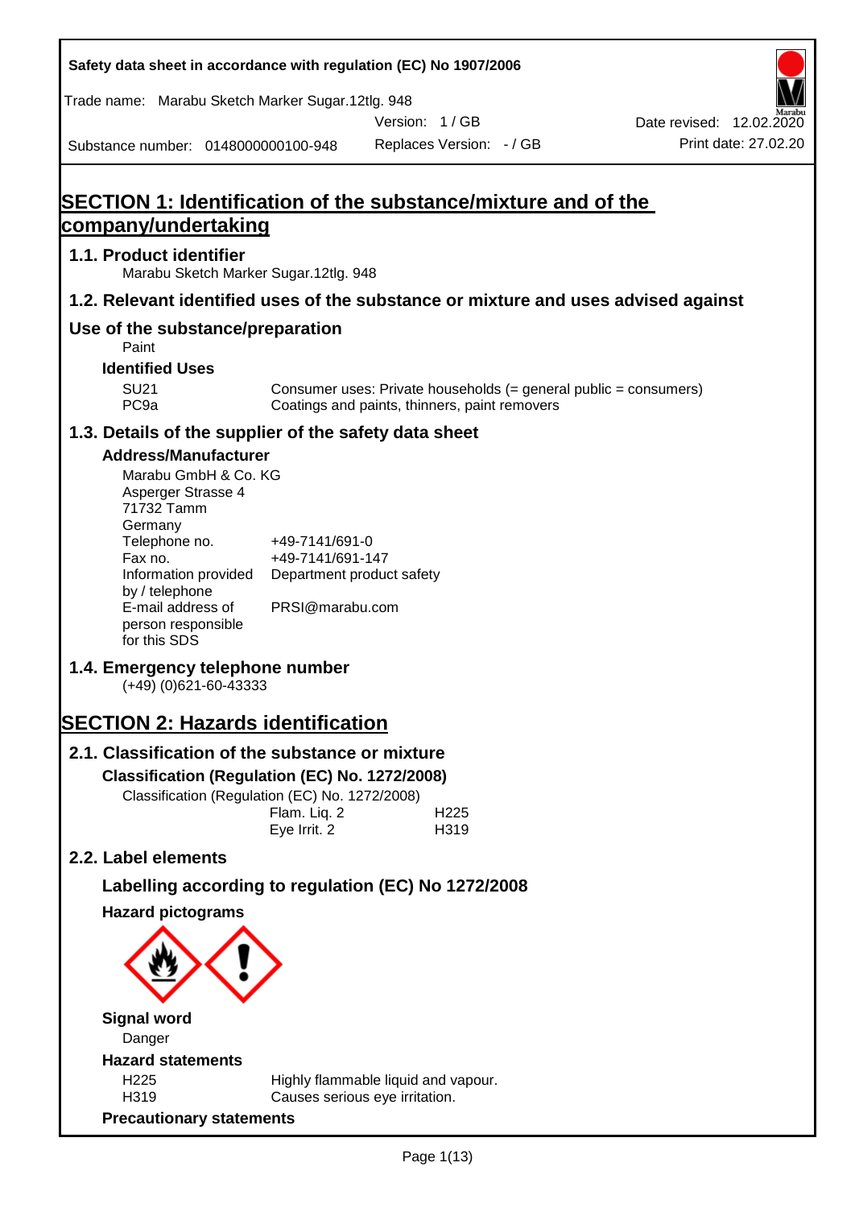Safety data sheet in accordance with regulation (EC) No 1907/2006

Trade name: Marabu Sketch Marker Sugar.12tlg. 948

Version: 1 / GB

Date revised: 12.02.2020

Substance number: 0148000000100-948

Replaces Version: - / GB

Print date: 27.02.20

# SECTION 1: Identification of the substance/mixture and of the company/undertaking

## 1.1. Product identifier

Marabu Sketch Marker Sugar.12tlg. 948

## 1.2. Relevant identified uses of the substance or mixture and uses advised against

## Use of the substance/preparation

Paint

### Identified Uses

| | |
|---|---|
| SU21 | Consumer uses: Private households (= general public = consumers) |
| PC9a | Coatings and paints, thinners, paint removers |

## 1.3. Details of the supplier of the safety data sheet

### Address/Manufacturer

Marabu GmbH & Co. KG
Asperger Strasse 4
71732 Tamm
Germany

| | |
|---|---|
| Telephone no. | +49-7141/691-0 |
| Fax no. | +49-7141/691-147 |
| Information provided by / telephone | Department product safety |
| E-mail address of person responsible for this SDS | PRSI@marabu.com |

## 1.4. Emergency telephone number

(+49) (0)621-60-43333

# SECTION 2: Hazards identification

## 2.1. Classification of the substance or mixture

### Classification (Regulation (EC) No. 1272/2008)

Classification (Regulation (EC) No. 1272/2008)

| | |
|---|---|
| Flam. Liq. 2 | H225 |
| Eye Irrit. 2 | H319 |

## 2.2. Label elements

### Labelling according to regulation (EC) No 1272/2008

### Hazard pictograms

### Signal word

Danger

### Hazard statements

| | |
|---|---|
| H225 | Highly flammable liquid and vapour. |
| H319 | Causes serious eye irritation. |

### Precautionary statements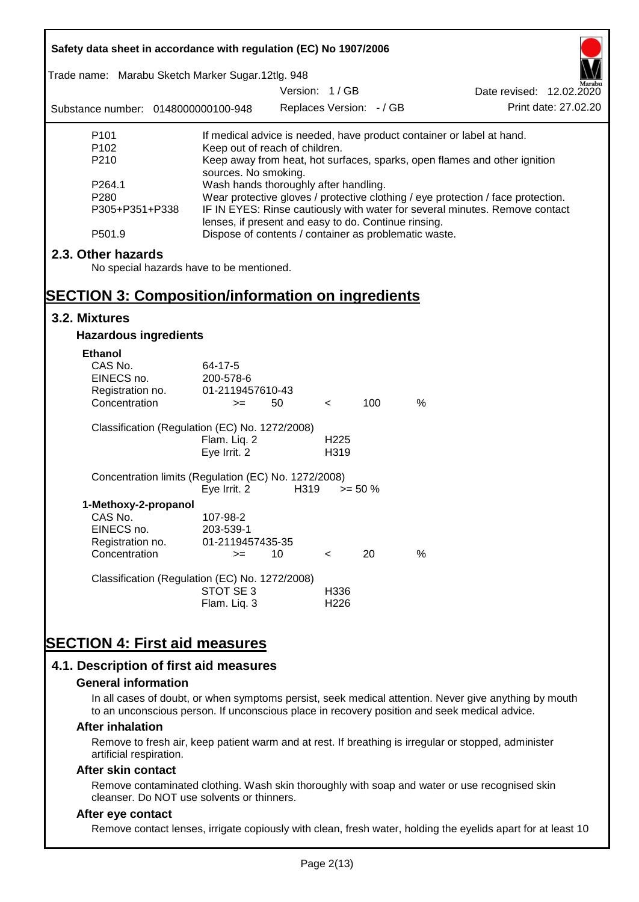| | |
|---|---|
| P101 | If medical advice is needed, have product container or label at hand. |
| P102 | Keep out of reach of children. |
| P210 | Keep away from heat, hot surfaces, sparks, open flames and other ignition sources. No smoking. |
| P264.1 | Wash hands thoroughly after handling. |
| P280 | Wear protective gloves / protective clothing / eye protection / face protection. |
| P305+P351+P338 | IF IN EYES: Rinse cautiously with water for several minutes. Remove contact lenses, if present and easy to do. Continue rinsing. |
| P501.9 | Dispose of contents / container as problematic waste. |

## 2.3. Other hazards

No special hazards have to be mentioned.

# SECTION 3: Composition/information on ingredients

## 3.2. Mixtures

### Hazardous ingredients

**Ethanol**

| | |
|---|---|
| CAS No. | 64-17-5 |
| EINECS no. | 200-578-6 |
| Registration no. | 01-2119457610-43 |
| Concentration | >= 50 < 100 % |

Classification (Regulation (EC) No. 1272/2008)

| | |
|---|---|
| Flam. Liq. 2 | H225 |
| Eye Irrit. 2 | H319 |

Concentration limits (Regulation (EC) No. 1272/2008)

| | | |
|---|---|---|
| Eye Irrit. 2 | H319 | >= 50 % |

**1-Methoxy-2-propanol**

| | |
|---|---|
| CAS No. | 107-98-2 |
| EINECS no. | 203-539-1 |
| Registration no. | 01-2119457435-35 |
| Concentration | >= 10 < 20 % |

Classification (Regulation (EC) No. 1272/2008)

| | |
|---|---|
| STOT SE 3 | H336 |
| Flam. Liq. 3 | H226 |

# SECTION 4: First aid measures

## 4.1. Description of first aid measures

### General information

In all cases of doubt, or when symptoms persist, seek medical attention. Never give anything by mouth to an unconscious person. If unconscious place in recovery position and seek medical advice.

### After inhalation

Remove to fresh air, keep patient warm and at rest. If breathing is irregular or stopped, administer artificial respiration.

### After skin contact

Remove contaminated clothing. Wash skin thoroughly with soap and water or use recognised skin cleanser. Do NOT use solvents or thinners.

### After eye contact

Remove contact lenses, irrigate copiously with clean, fresh water, holding the eyelids apart for at least 10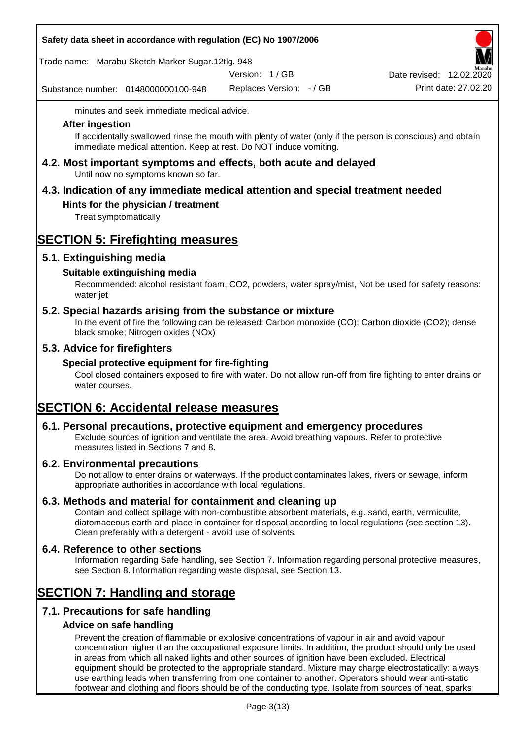minutes and seek immediate medical advice.

### After ingestion

If accidentally swallowed rinse the mouth with plenty of water (only if the person is conscious) and obtain immediate medical attention. Keep at rest. Do NOT induce vomiting.

## 4.2. Most important symptoms and effects, both acute and delayed

Until now no symptoms known so far.

## 4.3. Indication of any immediate medical attention and special treatment needed

### Hints for the physician / treatment

Treat symptomatically

# SECTION 5: Firefighting measures

## 5.1. Extinguishing media

### Suitable extinguishing media

Recommended: alcohol resistant foam, $CO_2$, powders, water spray/mist, Not be used for safety reasons: water jet

## 5.2. Special hazards arising from the substance or mixture

In the event of fire the following can be released: Carbon monoxide (CO); Carbon dioxide ($CO_2$); dense black smoke; Nitrogen oxides ($NO_x$)

## 5.3. Advice for firefighters

### Special protective equipment for fire-fighting

Cool closed containers exposed to fire with water. Do not allow run-off from fire fighting to enter drains or water courses.

# SECTION 6: Accidental release measures

## 6.1. Personal precautions, protective equipment and emergency procedures

Exclude sources of ignition and ventilate the area. Avoid breathing vapours. Refer to protective measures listed in Sections 7 and 8.

## 6.2. Environmental precautions

Do not allow to enter drains or waterways. If the product contaminates lakes, rivers or sewage, inform appropriate authorities in accordance with local regulations.

## 6.3. Methods and material for containment and cleaning up

Contain and collect spillage with non-combustible absorbent materials, e.g. sand, earth, vermiculite, diatomaceous earth and place in container for disposal according to local regulations (see section 13). Clean preferably with a detergent - avoid use of solvents.

## 6.4. Reference to other sections

Information regarding Safe handling, see Section 7. Information regarding personal protective measures, see Section 8. Information regarding waste disposal, see Section 13.

# SECTION 7: Handling and storage

## 7.1. Precautions for safe handling

### Advice on safe handling

Prevent the creation of flammable or explosive concentrations of vapour in air and avoid vapour concentration higher than the occupational exposure limits. In addition, the product should only be used in areas from which all naked lights and other sources of ignition have been excluded. Electrical equipment should be protected to the appropriate standard. Mixture may charge electrostatically: always use earthing leads when transferring from one container to another. Operators should wear anti-static footwear and clothing and floors should be of the conducting type. Isolate from sources of heat, sparks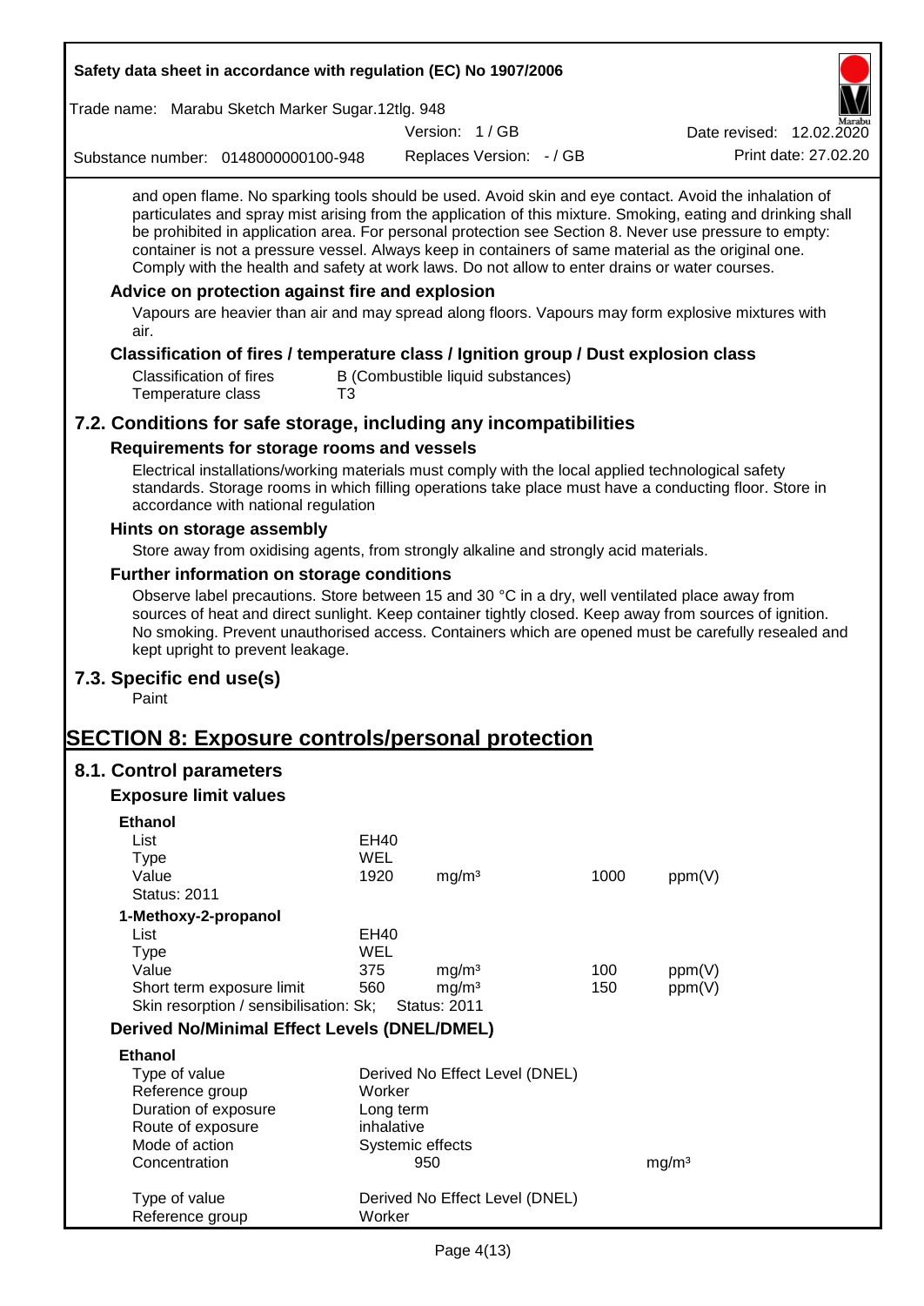and open flame. No sparking tools should be used. Avoid skin and eye contact. Avoid the inhalation of particulates and spray mist arising from the application of this mixture. Smoking, eating and drinking shall be prohibited in application area. For personal protection see Section 8. Never use pressure to empty: container is not a pressure vessel. Always keep in containers of same material as the original one. Comply with the health and safety at work laws. Do not allow to enter drains or water courses.

### Advice on protection against fire and explosion

Vapours are heavier than air and may spread along floors. Vapours may form explosive mixtures with air.

### Classification of fires / temperature class / Ignition group / Dust explosion class

| | |
|---|---|
| Classification of fires | B (Combustible liquid substances) |
| Temperature class | T3 |

## 7.2. Conditions for safe storage, including any incompatibilities

### Requirements for storage rooms and vessels

Electrical installations/working materials must comply with the local applied technological safety standards. Storage rooms in which filling operations take place must have a conducting floor. Store in accordance with national regulation

### Hints on storage assembly

Store away from oxidising agents, from strongly alkaline and strongly acid materials.

### Further information on storage conditions

Observe label precautions. Store between 15 and 30 °C in a dry, well ventilated place away from sources of heat and direct sunlight. Keep container tightly closed. Keep away from sources of ignition. No smoking. Prevent unauthorised access. Containers which are opened must be carefully resealed and kept upright to prevent leakage.

## 7.3. Specific end use(s)

Paint

# SECTION 8: Exposure controls/personal protection

## 8.1. Control parameters

### Exposure limit values

**Ethanol**

| | | | | |
|---|---|---|---|---|
| List | EH40 | | | |
| Type | WEL | | | |
| Value | 1920 | mg/m³ | 1000 | ppm(V) |
| Status: 2011 | | | | |

**1-Methoxy-2-propanol**

| | | | | |
|---|---|---|---|---|
| List | EH40 | | | |
| Type | WEL | | | |
| Value | 375 | mg/m³ | 100 | ppm(V) |
| Short term exposure limit | 560 | mg/m³ | 150 | ppm(V) |
| Skin resorption / sensibilisation: Sk; | Status: 2011 | | | |

### Derived No/Minimal Effect Levels (DNEL/DMEL)

**Ethanol**

| | | |
|---|---|---|
| Type of value | Derived No Effect Level (DNEL) | |
| Reference group | Worker | |
| Duration of exposure | Long term | |
| Route of exposure | inhalative | |
| Mode of action | Systemic effects | |
| Concentration | 950 | mg/m³ |

| | |
|---|---|
| Type of value | Derived No Effect Level (DNEL) |
| Reference group | Worker |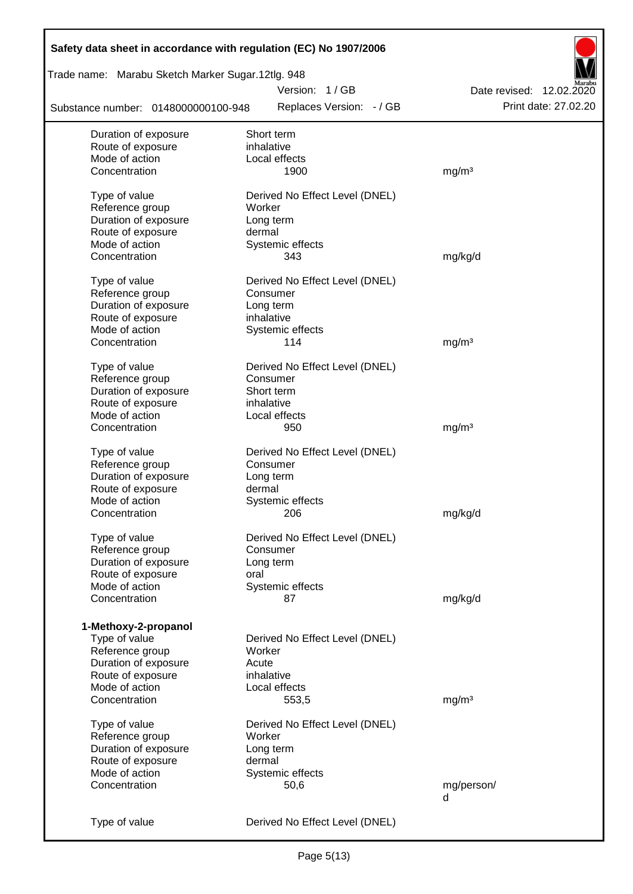| | | |
|---|---|---|
| Duration of exposure | Short term | |
| Route of exposure | inhalative | |
| Mode of action | Local effects | |
| Concentration | 1900 | mg/m³ |
| | | |
| Type of value | Derived No Effect Level (DNEL) | |
| Reference group | Worker | |
| Duration of exposure | Long term | |
| Route of exposure | dermal | |
| Mode of action | Systemic effects | |
| Concentration | 343 | mg/kg/d |
| | | |
| Type of value | Derived No Effect Level (DNEL) | |
| Reference group | Consumer | |
| Duration of exposure | Long term | |
| Route of exposure | inhalative | |
| Mode of action | Systemic effects | |
| Concentration | 114 | mg/m³ |
| | | |
| Type of value | Derived No Effect Level (DNEL) | |
| Reference group | Consumer | |
| Duration of exposure | Short term | |
| Route of exposure | inhalative | |
| Mode of action | Local effects | |
| Concentration | 950 | mg/m³ |
| | | |
| Type of value | Derived No Effect Level (DNEL) | |
| Reference group | Consumer | |
| Duration of exposure | Long term | |
| Route of exposure | dermal | |
| Mode of action | Systemic effects | |
| Concentration | 206 | mg/kg/d |
| | | |
| Type of value | Derived No Effect Level (DNEL) | |
| Reference group | Consumer | |
| Duration of exposure | Long term | |
| Route of exposure | oral | |
| Mode of action | Systemic effects | |
| Concentration | 87 | mg/kg/d |

**1-Methoxy-2-propanol**

| | | |
|---|---|---|
| Type of value | Derived No Effect Level (DNEL) | |
| Reference group | Worker | |
| Duration of exposure | Acute | |
| Route of exposure | inhalative | |
| Mode of action | Local effects | |
| Concentration | 553,5 | mg/m³ |
| | | |
| Type of value | Derived No Effect Level (DNEL) | |
| Reference group | Worker | |
| Duration of exposure | Long term | |
| Route of exposure | dermal | |
| Mode of action | Systemic effects | |
| Concentration | 50,6 | mg/person/d |
| | | |
| Type of value | Derived No Effect Level (DNEL) | |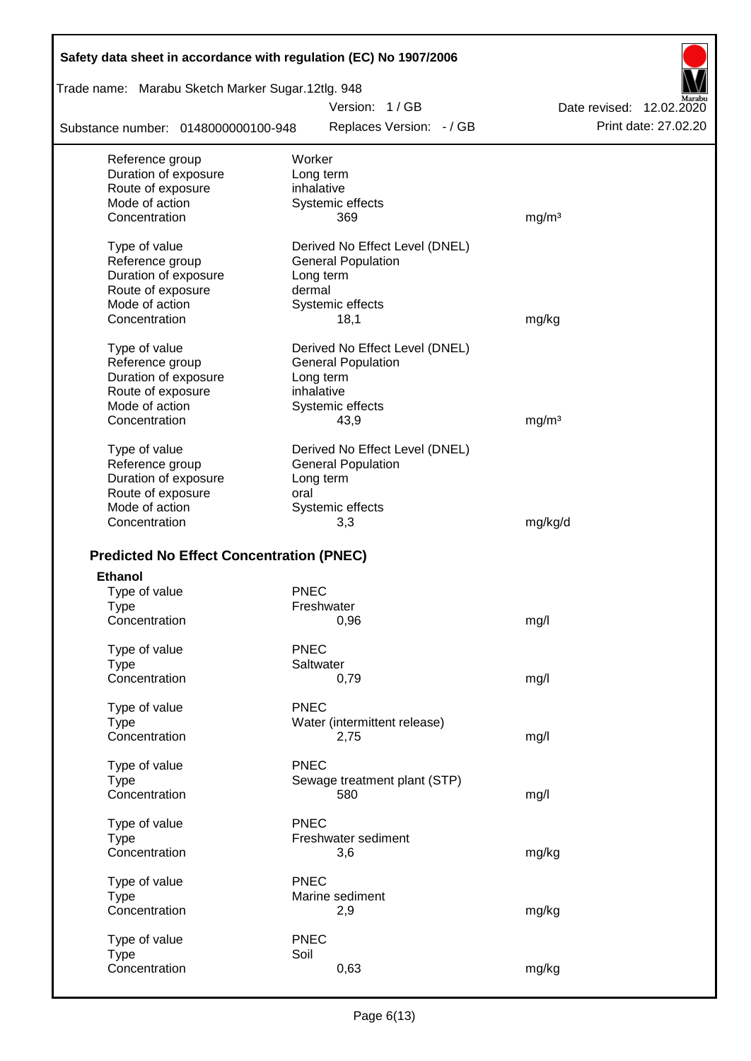| | | |
|---|---|---|
| Reference group | Worker | |
| Duration of exposure | Long term | |
| Route of exposure | inhalative | |
| Mode of action | Systemic effects | |
| Concentration | 369 | mg/m³ |
| | | |
| Type of value | Derived No Effect Level (DNEL) | |
| Reference group | General Population | |
| Duration of exposure | Long term | |
| Route of exposure | dermal | |
| Mode of action | Systemic effects | |
| Concentration | 18,1 | mg/kg |
| | | |
| Type of value | Derived No Effect Level (DNEL) | |
| Reference group | General Population | |
| Duration of exposure | Long term | |
| Route of exposure | inhalative | |
| Mode of action | Systemic effects | |
| Concentration | 43,9 | mg/m³ |
| | | |
| Type of value | Derived No Effect Level (DNEL) | |
| Reference group | General Population | |
| Duration of exposure | Long term | |
| Route of exposure | oral | |
| Mode of action | Systemic effects | |
| Concentration | 3,3 | mg/kg/d |

## Predicted No Effect Concentration (PNEC)

**Ethanol**

| | | |
|---|---|---|
| Type of value | PNEC | |
| Type | Freshwater | |
| Concentration | 0,96 | mg/l |
| | | |
| Type of value | PNEC | |
| Type | Saltwater | |
| Concentration | 0,79 | mg/l |
| | | |
| Type of value | PNEC | |
| Type | Water (intermittent release) | |
| Concentration | 2,75 | mg/l |
| | | |
| Type of value | PNEC | |
| Type | Sewage treatment plant (STP) | |
| Concentration | 580 | mg/l |
| | | |
| Type of value | PNEC | |
| Type | Freshwater sediment | |
| Concentration | 3,6 | mg/kg |
| | | |
| Type of value | PNEC | |
| Type | Marine sediment | |
| Concentration | 2,9 | mg/kg |
| | | |
| Type of value | PNEC | |
| Type | Soil | |
| Concentration | 0,63 | mg/kg |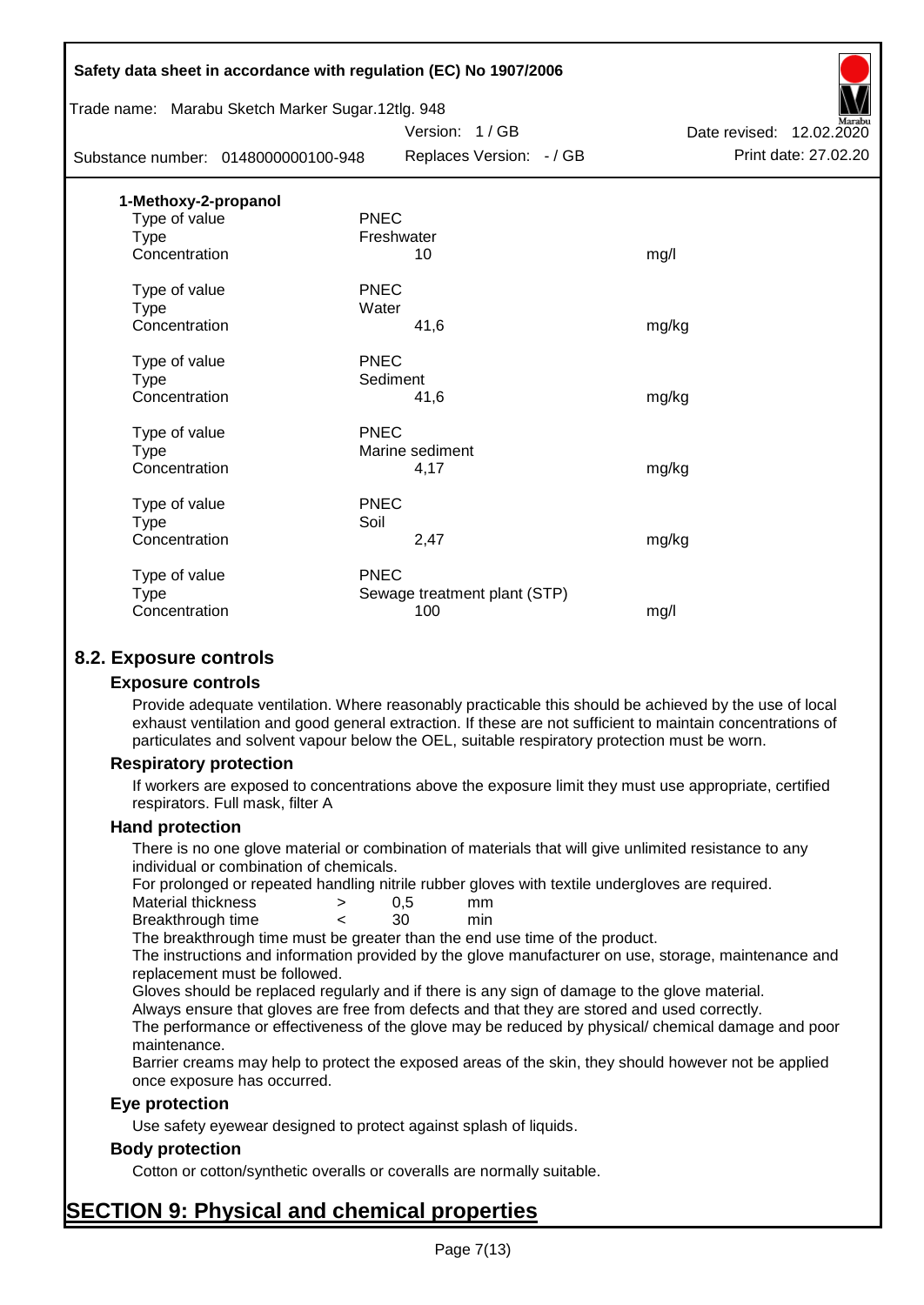**1-Methoxy-2-propanol**

| | | |
|---|---|---|
| Type of value | PNEC | |
| Type | Freshwater | |
| Concentration | 10 | mg/l |
| | | |
| Type of value | PNEC | |
| Type | Water | |
| Concentration | 41,6 | mg/kg |
| | | |
| Type of value | PNEC | |
| Type | Sediment | |
| Concentration | 41,6 | mg/kg |
| | | |
| Type of value | PNEC | |
| Type | Marine sediment | |
| Concentration | 4,17 | mg/kg |
| | | |
| Type of value | PNEC | |
| Type | Soil | |
| Concentration | 2,47 | mg/kg |
| | | |
| Type of value | PNEC | |
| Type | Sewage treatment plant (STP) | |
| Concentration | 100 | mg/l |

## 8.2. Exposure controls

### Exposure controls

Provide adequate ventilation. Where reasonably practicable this should be achieved by the use of local exhaust ventilation and good general extraction. If these are not sufficient to maintain concentrations of particulates and solvent vapour below the OEL, suitable respiratory protection must be worn.

### Respiratory protection

If workers are exposed to concentrations above the exposure limit they must use appropriate, certified respirators. Full mask, filter A

### Hand protection

There is no one glove material or combination of materials that will give unlimited resistance to any individual or combination of chemicals.

For prolonged or repeated handling nitrile rubber gloves with textile undergloves are required.

| | | | |
|---|---|---|---|
| Material thickness | > | 0,5 | mm |
| Breakthrough time | < | 30 | min |

The breakthrough time must be greater than the end use time of the product.

The instructions and information provided by the glove manufacturer on use, storage, maintenance and replacement must be followed.

Gloves should be replaced regularly and if there is any sign of damage to the glove material.

Always ensure that gloves are free from defects and that they are stored and used correctly.

The performance or effectiveness of the glove may be reduced by physical/ chemical damage and poor maintenance.

Barrier creams may help to protect the exposed areas of the skin, they should however not be applied once exposure has occurred.

### Eye protection

Use safety eyewear designed to protect against splash of liquids.

### Body protection

Cotton or cotton/synthetic overalls or coveralls are normally suitable.

# SECTION 9: Physical and chemical properties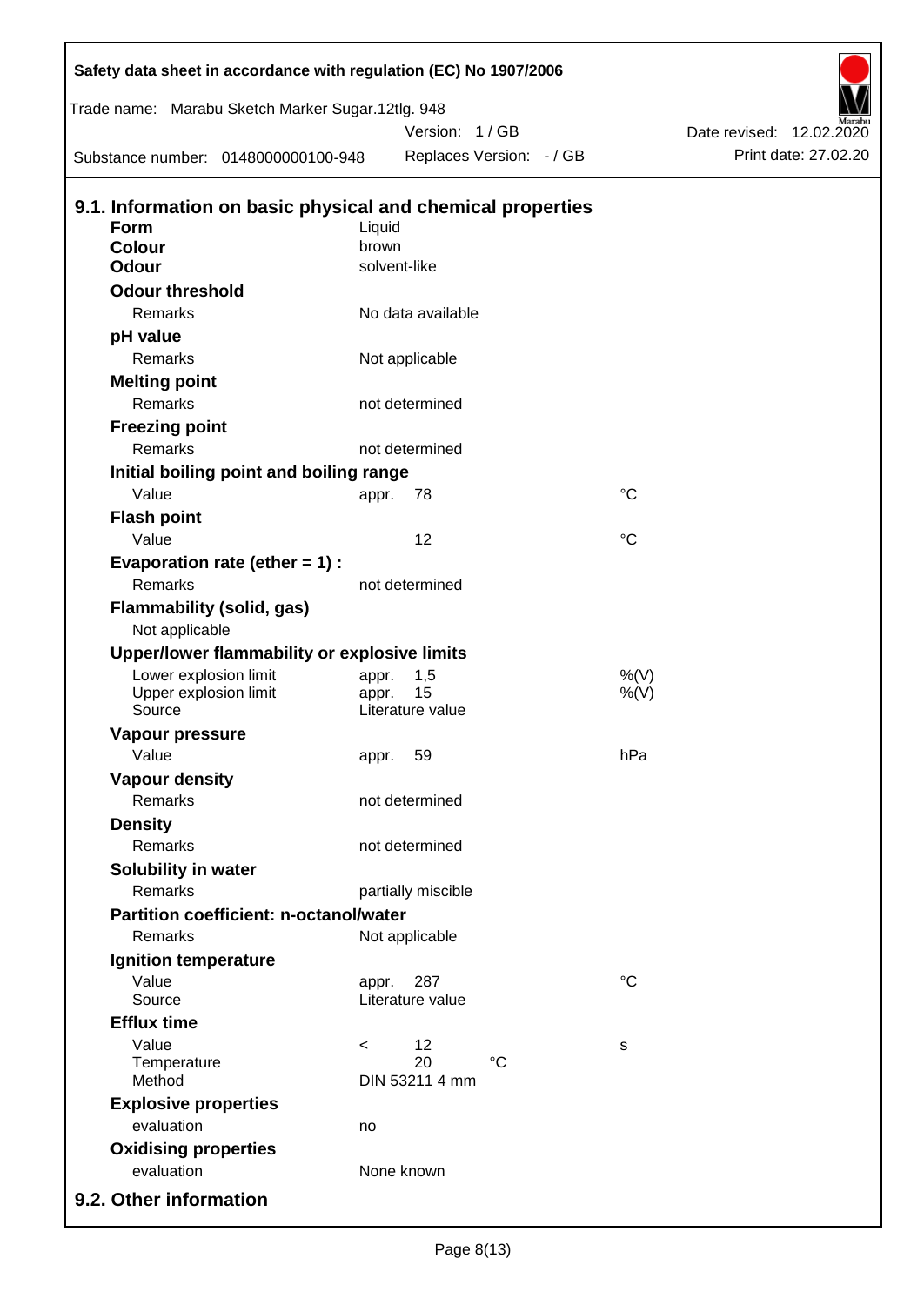## 9.1. Information on basic physical and chemical properties

| | | | |
|---|---|---|---|
| **Form** | Liquid | | |
| **Colour** | brown | | |
| **Odour** | solvent-like | | |
| **Odour threshold** | | | |
| Remarks | No data available | | |
| **pH value** | | | |
| Remarks | Not applicable | | |
| **Melting point** | | | |
| Remarks | not determined | | |
| **Freezing point** | | | |
| Remarks | not determined | | |
| **Initial boiling point and boiling range** | | | |
| Value | appr. | 78 | °C |
| **Flash point** | | | |
| Value | | 12 | °C |
| **Evaporation rate (ether = 1) :** | | | |
| Remarks | not determined | | |
| **Flammability (solid, gas)** | | | |
| Not applicable | | | |
| **Upper/lower flammability or explosive limits** | | | |
| Lower explosion limit | appr. | 1,5 | %(V) |
| Upper explosion limit | appr. | 15 | %(V) |
| Source | Literature value | | |
| **Vapour pressure** | | | |
| Value | appr. | 59 | hPa |
| **Vapour density** | | | |
| Remarks | not determined | | |
| **Density** | | | |
| Remarks | not determined | | |
| **Solubility in water** | | | |
| Remarks | partially miscible | | |
| **Partition coefficient: n-octanol/water** | | | |
| Remarks | Not applicable | | |
| **Ignition temperature** | | | |
| Value | appr. | 287 | °C |
| Source | Literature value | | |
| **Efflux time** | | | |
| Value | < | 12 | s |
| Temperature | | 20 °C | |
| Method | DIN 53211 4 mm | | |
| **Explosive properties** | | | |
| evaluation | no | | |
| **Oxidising properties** | | | |
| evaluation | None known | | |

## 9.2. Other information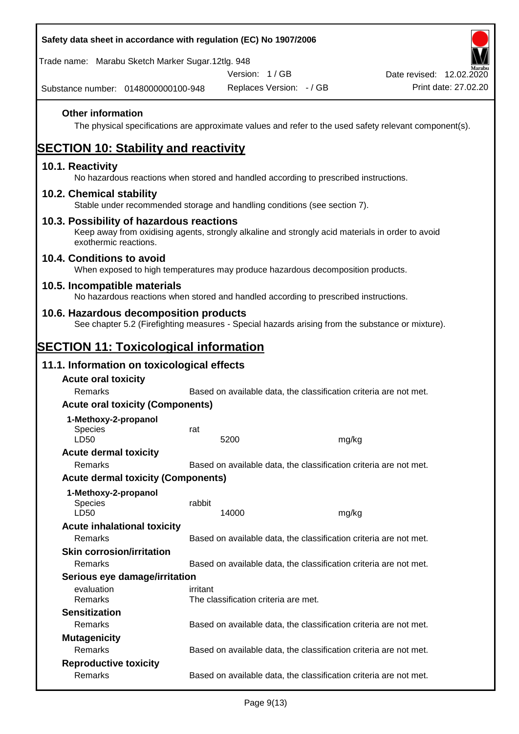**Other information**

The physical specifications are approximate values and refer to the used safety relevant component(s).

# SECTION 10: Stability and reactivity

## 10.1. Reactivity

No hazardous reactions when stored and handled according to prescribed instructions.

## 10.2. Chemical stability

Stable under recommended storage and handling conditions (see section 7).

## 10.3. Possibility of hazardous reactions

Keep away from oxidising agents, strongly alkaline and strongly acid materials in order to avoid exothermic reactions.

## 10.4. Conditions to avoid

When exposed to high temperatures may produce hazardous decomposition products.

## 10.5. Incompatible materials

No hazardous reactions when stored and handled according to prescribed instructions.

## 10.6. Hazardous decomposition products

See chapter 5.2 (Firefighting measures - Special hazards arising from the substance or mixture).

# SECTION 11: Toxicological information

## 11.1. Information on toxicological effects

**Acute oral toxicity**

| | | |
|---|---|---|
| Remarks | Based on available data, the classification criteria are not met. | |

**Acute oral toxicity (Components)**

**1-Methoxy-2-propanol**

| | | |
|---|---|---|
| Species | rat | |
| LD50 | 5200 | mg/kg |

**Acute dermal toxicity**

| | |
|---|---|
| Remarks | Based on available data, the classification criteria are not met. |

**Acute dermal toxicity (Components)**

**1-Methoxy-2-propanol**

| | | |
|---|---|---|
| Species | rabbit | |
| LD50 | 14000 | mg/kg |

**Acute inhalational toxicity**

| | |
|---|---|
| Remarks | Based on available data, the classification criteria are not met. |

**Skin corrosion/irritation**

| | |
|---|---|
| Remarks | Based on available data, the classification criteria are not met. |

**Serious eye damage/irritation**

| | |
|---|---|
| evaluation | irritant |
| Remarks | The classification criteria are met. |

**Sensitization**

| | |
|---|---|
| Remarks | Based on available data, the classification criteria are not met. |

**Mutagenicity**

| | |
|---|---|
| Remarks | Based on available data, the classification criteria are not met. |

**Reproductive toxicity**

| | |
|---|---|
| Remarks | Based on available data, the classification criteria are not met. |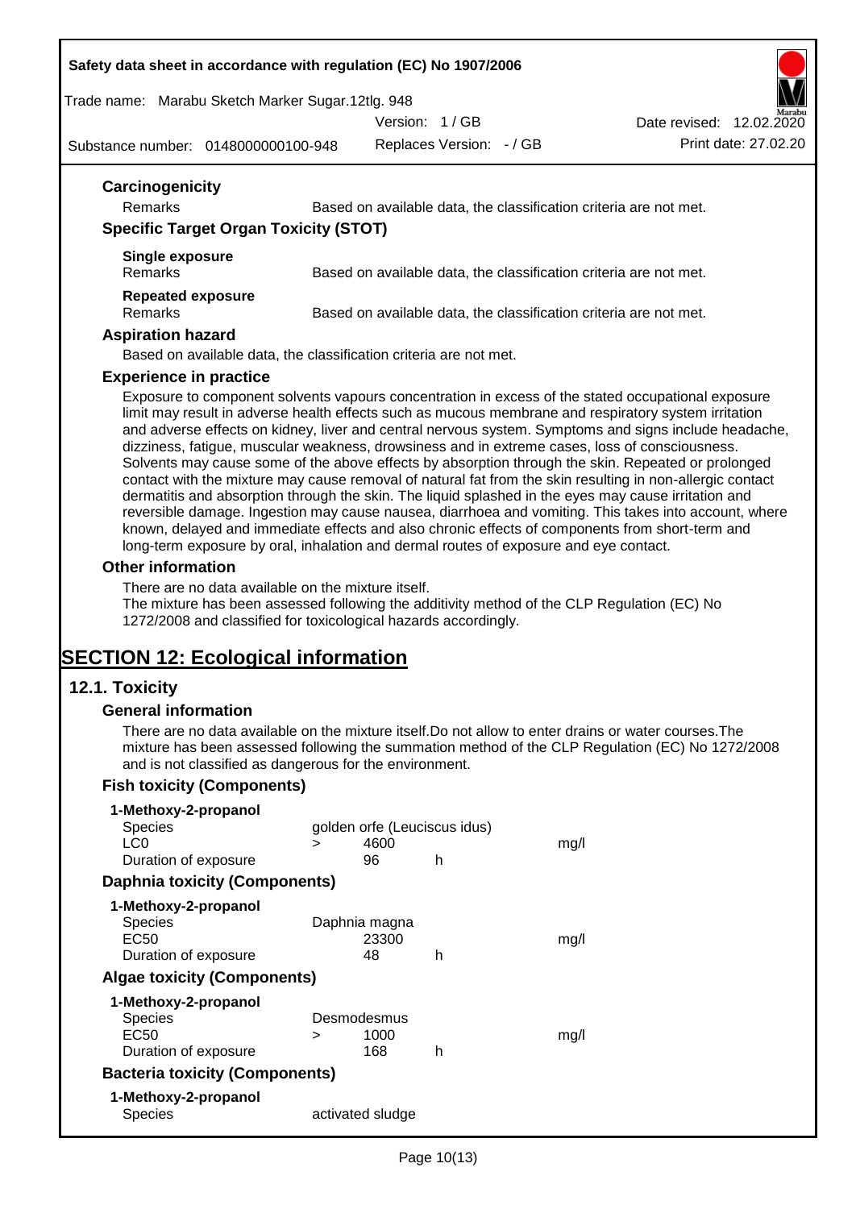### Carcinogenicity

Remarks — Based on available data, the classification criteria are not met.

### Specific Target Organ Toxicity (STOT)

**Single exposure**
Remarks — Based on available data, the classification criteria are not met.

**Repeated exposure**
Remarks — Based on available data, the classification criteria are not met.

### Aspiration hazard

Based on available data, the classification criteria are not met.

### Experience in practice

Exposure to component solvents vapours concentration in excess of the stated occupational exposure limit may result in adverse health effects such as mucous membrane and respiratory system irritation and adverse effects on kidney, liver and central nervous system. Symptoms and signs include headache, dizziness, fatigue, muscular weakness, drowsiness and in extreme cases, loss of consciousness. Solvents may cause some of the above effects by absorption through the skin. Repeated or prolonged contact with the mixture may cause removal of natural fat from the skin resulting in non-allergic contact dermatitis and absorption through the skin. The liquid splashed in the eyes may cause irritation and reversible damage. Ingestion may cause nausea, diarrhoea and vomiting. This takes into account, where known, delayed and immediate effects and also chronic effects of components from short-term and long-term exposure by oral, inhalation and dermal routes of exposure and eye contact.

### Other information

There are no data available on the mixture itself.
The mixture has been assessed following the additivity method of the CLP Regulation (EC) No 1272/2008 and classified for toxicological hazards accordingly.

# SECTION 12: Ecological information

## 12.1. Toxicity

### General information

There are no data available on the mixture itself.Do not allow to enter drains or water courses.The mixture has been assessed following the summation method of the CLP Regulation (EC) No 1272/2008 and is not classified as dangerous for the environment.

### Fish toxicity (Components)

**1-Methoxy-2-propanol**

| | | | | |
|---|---|---|---|---|
| Species | golden orfe (Leuciscus idus) | | | |
| LC0 | > | 4600 | | mg/l |
| Duration of exposure | | 96 | h | |

### Daphnia toxicity (Components)

**1-Methoxy-2-propanol**

| | | | | |
|---|---|---|---|---|
| Species | Daphnia magna | | | |
| EC50 | | 23300 | | mg/l |
| Duration of exposure | | 48 | h | |

### Algae toxicity (Components)

**1-Methoxy-2-propanol**

| | | | | |
|---|---|---|---|---|
| Species | Desmodesmus | | | |
| EC50 | > | 1000 | | mg/l |
| Duration of exposure | | 168 | h | |

### Bacteria toxicity (Components)

**1-Methoxy-2-propanol**

| | |
|---|---|
| Species | activated sludge |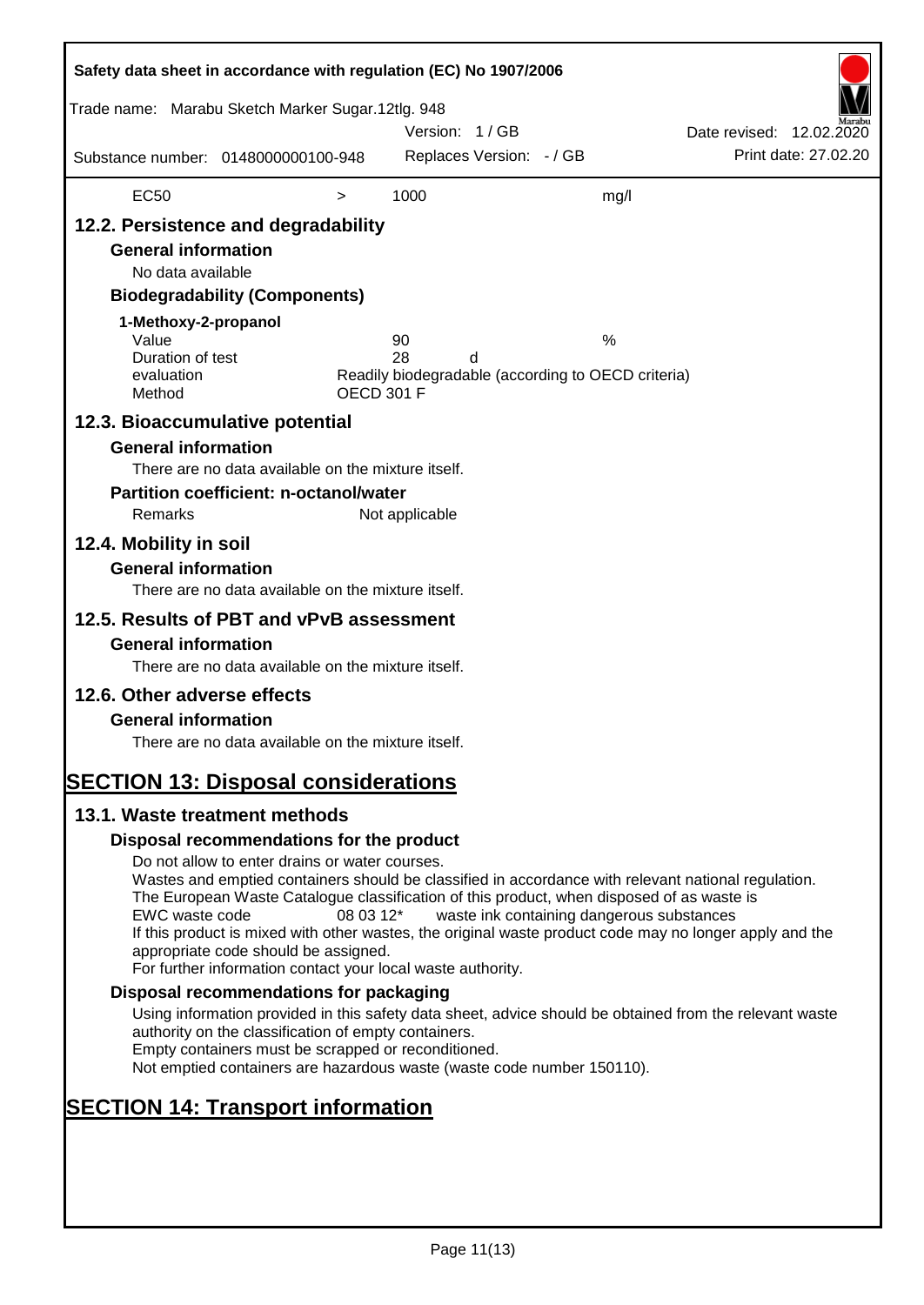| EC50 | > | 1000 | mg/l |
|---|---|---|---|

## 12.2. Persistence and degradability

### General information

No data available

### Biodegradability (Components)

**1-Methoxy-2-propanol**

| | | |
|---|---|---|
| Value | 90 | % |
| Duration of test | 28 d | |
| evaluation | Readily biodegradable (according to OECD criteria) | |
| Method | OECD 301 F | |

## 12.3. Bioaccumulative potential

### General information

There are no data available on the mixture itself.

### Partition coefficient: n-octanol/water

Remarks    Not applicable

## 12.4. Mobility in soil

### General information

There are no data available on the mixture itself.

## 12.5. Results of PBT and vPvB assessment

### General information

There are no data available on the mixture itself.

## 12.6. Other adverse effects

### General information

There are no data available on the mixture itself.

# SECTION 13: Disposal considerations

## 13.1. Waste treatment methods

### Disposal recommendations for the product

Do not allow to enter drains or water courses.
Wastes and emptied containers should be classified in accordance with relevant national regulation.
The European Waste Catalogue classification of this product, when disposed of as waste is
EWC waste code    08 03 12*    waste ink containing dangerous substances
If this product is mixed with other wastes, the original waste product code may no longer apply and the appropriate code should be assigned.
For further information contact your local waste authority.

### Disposal recommendations for packaging

Using information provided in this safety data sheet, advice should be obtained from the relevant waste authority on the classification of empty containers.
Empty containers must be scrapped or reconditioned.
Not emptied containers are hazardous waste (waste code number 150110).

# SECTION 14: Transport information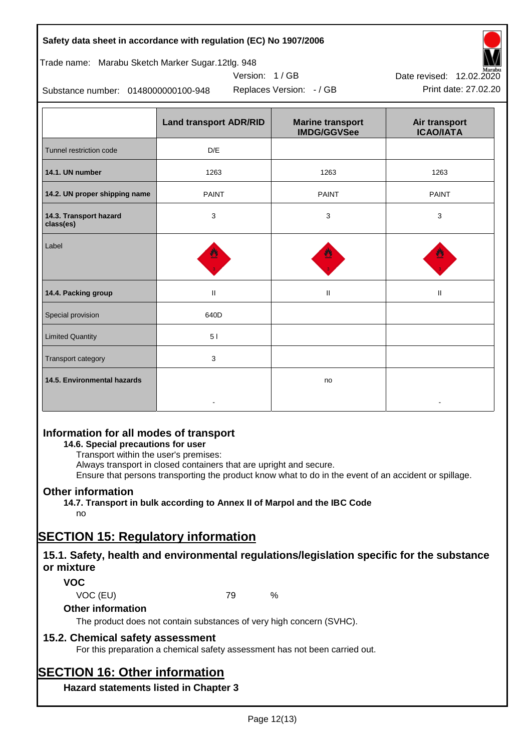| | Land transport ADR/RID | Marine transport IMDG/GGVSee | Air transport ICAO/IATA |
|---|---|---|---|
| Tunnel restriction code | D/E | | |
| **14.1. UN number** | 1263 | 1263 | 1263 |
| **14.2. UN proper shipping name** | PAINT | PAINT | PAINT |
| **14.3. Transport hazard class(es)** | 3 | 3 | 3 |
| Label | | | |
| **14.4. Packing group** | II | II | II |
| Special provision | 640D | | |
| Limited Quantity | 5 l | | |
| Transport category | 3 | | |
| **14.5. Environmental hazards** | - | no | - |

## Information for all modes of transport

**14.6. Special precautions for user**

Transport within the user's premises:
Always transport in closed containers that are upright and secure.
Ensure that persons transporting the product know what to do in the event of an accident or spillage.

## Other information

**14.7. Transport in bulk according to Annex II of Marpol and the IBC Code**

no

# SECTION 15: Regulatory information

## 15.1. Safety, health and environmental regulations/legislation specific for the substance or mixture

### VOC

VOC (EU) 79 %

### Other information

The product does not contain substances of very high concern (SVHC).

## 15.2. Chemical safety assessment

For this preparation a chemical safety assessment has not been carried out.

# SECTION 16: Other information

### Hazard statements listed in Chapter 3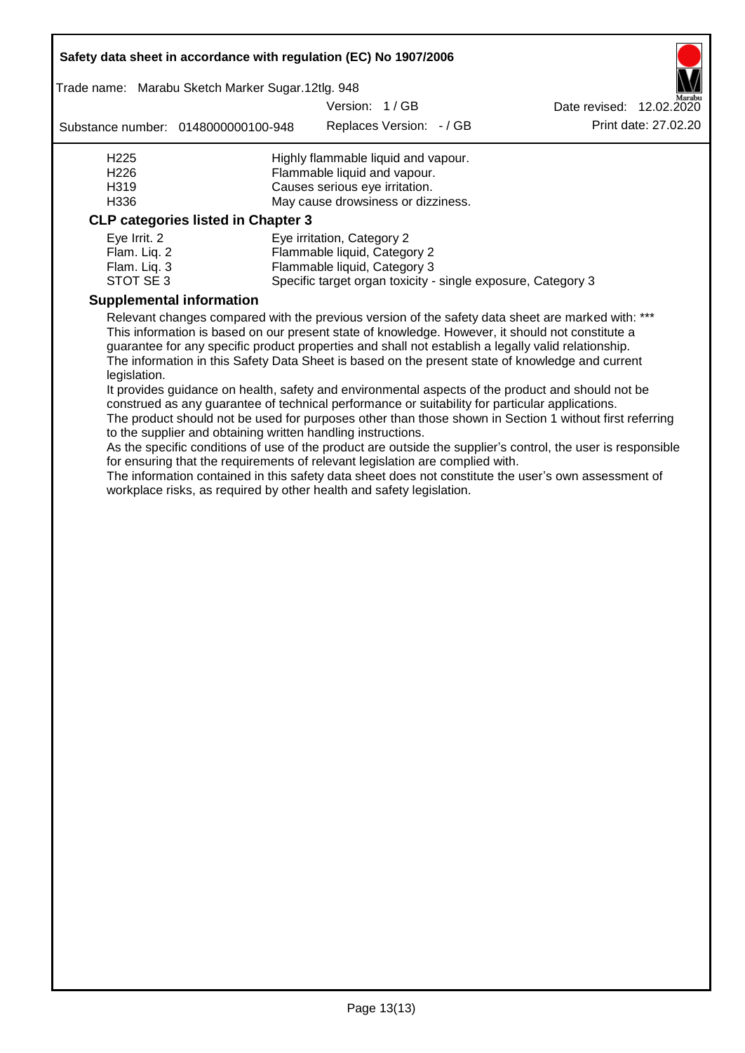| | |
|---|---|
| H225 | Highly flammable liquid and vapour. |
| H226 | Flammable liquid and vapour. |
| H319 | Causes serious eye irritation. |
| H336 | May cause drowsiness or dizziness. |

### CLP categories listed in Chapter 3

| | |
|---|---|
| Eye Irrit. 2 | Eye irritation, Category 2 |
| Flam. Liq. 2 | Flammable liquid, Category 2 |
| Flam. Liq. 3 | Flammable liquid, Category 3 |
| STOT SE 3 | Specific target organ toxicity - single exposure, Category 3 |

### Supplemental information

Relevant changes compared with the previous version of the safety data sheet are marked with: ***
This information is based on our present state of knowledge. However, it should not constitute a guarantee for any specific product properties and shall not establish a legally valid relationship.
The information in this Safety Data Sheet is based on the present state of knowledge and current legislation.
It provides guidance on health, safety and environmental aspects of the product and should not be construed as any guarantee of technical performance or suitability for particular applications.
The product should not be used for purposes other than those shown in Section 1 without first referring to the supplier and obtaining written handling instructions.
As the specific conditions of use of the product are outside the supplier's control, the user is responsible for ensuring that the requirements of relevant legislation are complied with.
The information contained in this safety data sheet does not constitute the user's own assessment of workplace risks, as required by other health and safety legislation.